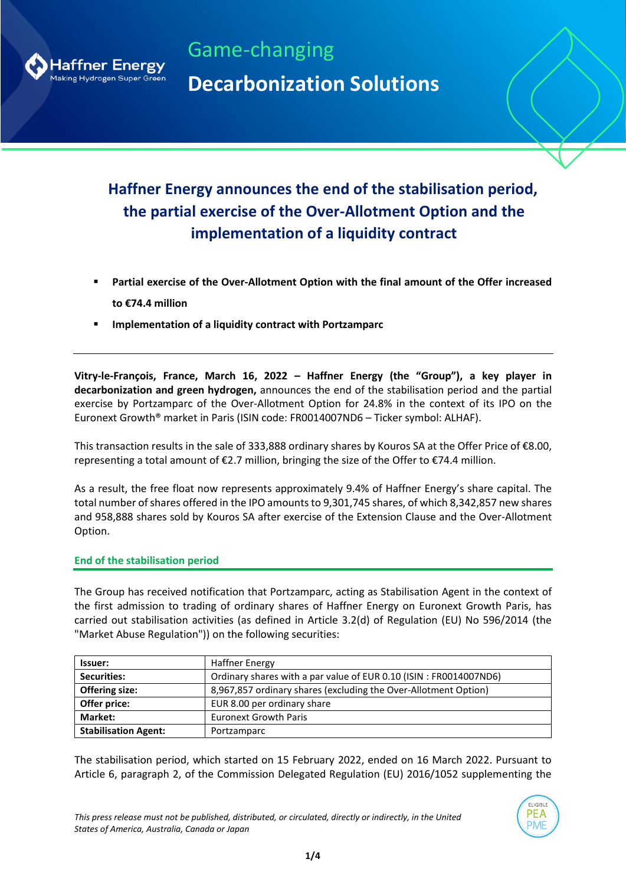Haffner Energy
Making Hydrogen Super Green

Game-changing

**Decarbonization Solutions**

# Haffner Energy announces the end of the stabilisation period, the partial exercise of the Over-Allotment Option and the implementation of a liquidity contract

- **Partial exercise of the Over-Allotment Option with the final amount of the Offer increased to €74.4 million**
- **Implementation of a liquidity contract with Portzamparc**

---

**Vitry-le-François, France, March 16, 2022 – Haffner Energy (the "Group"), a key player in decarbonization and green hydrogen,** announces the end of the stabilisation period and the partial exercise by Portzamparc of the Over-Allotment Option for 24.8% in the context of its IPO on the Euronext Growth® market in Paris (ISIN code: FR0014007ND6 – Ticker symbol: ALHAF).

This transaction results in the sale of 333,888 ordinary shares by Kouros SA at the Offer Price of €8.00, representing a total amount of €2.7 million, bringing the size of the Offer to €74.4 million.

As a result, the free float now represents approximately 9.4% of Haffner Energy's share capital. The total number of shares offered in the IPO amounts to 9,301,745 shares, of which 8,342,857 new shares and 958,888 shares sold by Kouros SA after exercise of the Extension Clause and the Over-Allotment Option.

## End of the stabilisation period

The Group has received notification that Portzamparc, acting as Stabilisation Agent in the context of the first admission to trading of ordinary shares of Haffner Energy on Euronext Growth Paris, has carried out stabilisation activities (as defined in Article 3.2(d) of Regulation (EU) No 596/2014 (the "Market Abuse Regulation")) on the following securities:

| | |
|---|---|
| **Issuer:** | Haffner Energy |
| **Securities:** | Ordinary shares with a par value of EUR 0.10 (ISIN : FR0014007ND6) |
| **Offering size:** | 8,967,857 ordinary shares (excluding the Over-Allotment Option) |
| **Offer price:** | EUR 8.00 per ordinary share |
| **Market:** | Euronext Growth Paris |
| **Stabilisation Agent:** | Portzamparc |

The stabilisation period, which started on 15 February 2022, ended on 16 March 2022. Pursuant to Article 6, paragraph 2, of the Commission Delegated Regulation (EU) 2016/1052 supplementing the

*This press release must not be published, distributed, or circulated, directly or indirectly, in the United States of America, Australia, Canada or Japan*

ELIGIBLE PEA PME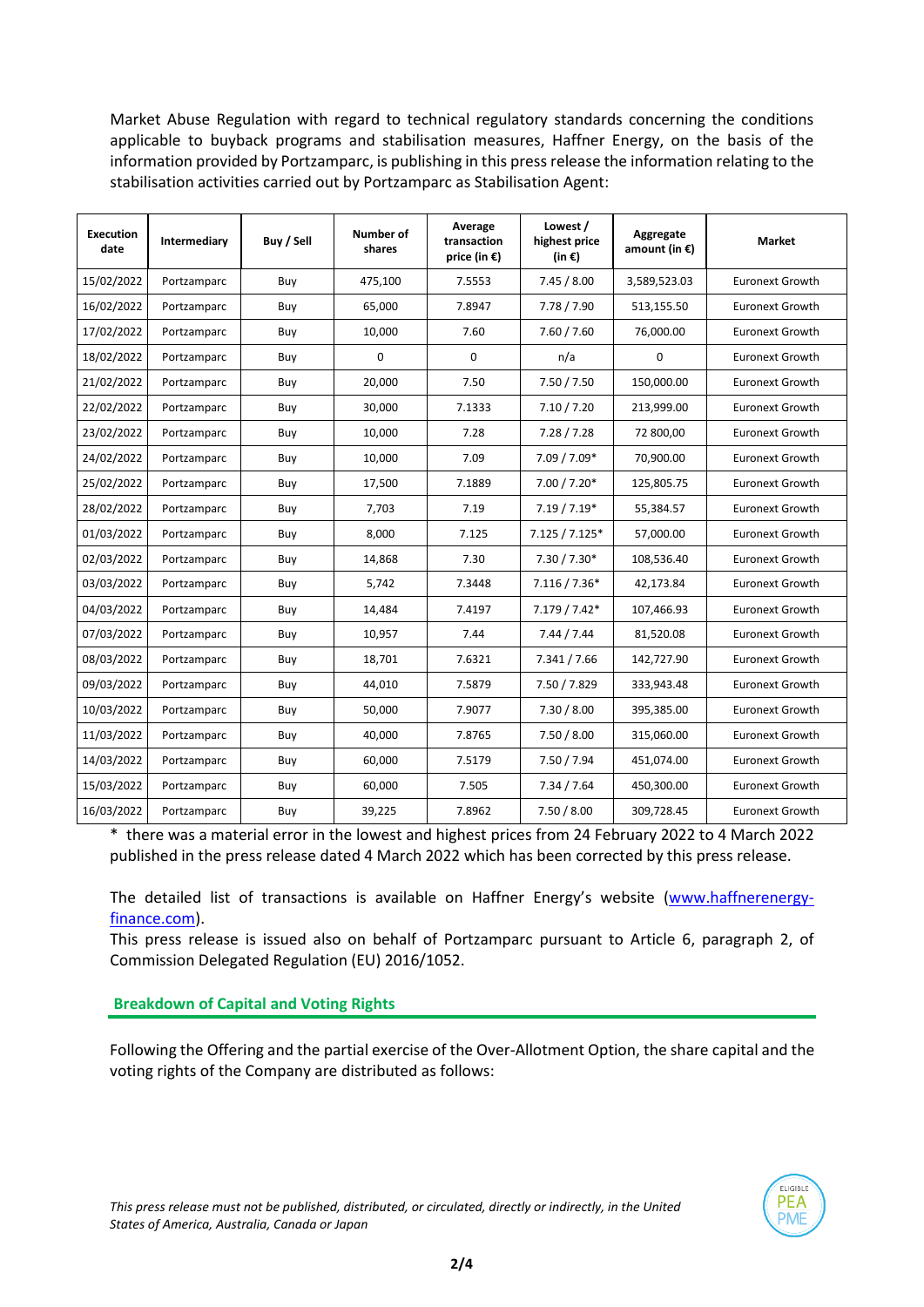Market Abuse Regulation with regard to technical regulatory standards concerning the conditions applicable to buyback programs and stabilisation measures, Haffner Energy, on the basis of the information provided by Portzamparc, is publishing in this press release the information relating to the stabilisation activities carried out by Portzamparc as Stabilisation Agent:

| Execution date | Intermediary | Buy / Sell | Number of shares | Average transaction price (in €) | Lowest / highest price (in €) | Aggregate amount (in €) | Market |
|---|---|---|---|---|---|---|---|
| 15/02/2022 | Portzamparc | Buy | 475,100 | 7.5553 | 7.45 / 8.00 | 3,589,523.03 | Euronext Growth |
| 16/02/2022 | Portzamparc | Buy | 65,000 | 7.8947 | 7.78 / 7.90 | 513,155.50 | Euronext Growth |
| 17/02/2022 | Portzamparc | Buy | 10,000 | 7.60 | 7.60 / 7.60 | 76,000.00 | Euronext Growth |
| 18/02/2022 | Portzamparc | Buy | 0 | 0 | n/a | 0 | Euronext Growth |
| 21/02/2022 | Portzamparc | Buy | 20,000 | 7.50 | 7.50 / 7.50 | 150,000.00 | Euronext Growth |
| 22/02/2022 | Portzamparc | Buy | 30,000 | 7.1333 | 7.10 / 7.20 | 213,999.00 | Euronext Growth |
| 23/02/2022 | Portzamparc | Buy | 10,000 | 7.28 | 7.28 / 7.28 | 72 800,00 | Euronext Growth |
| 24/02/2022 | Portzamparc | Buy | 10,000 | 7.09 | 7.09 / 7.09* | 70,900.00 | Euronext Growth |
| 25/02/2022 | Portzamparc | Buy | 17,500 | 7.1889 | 7.00 / 7.20* | 125,805.75 | Euronext Growth |
| 28/02/2022 | Portzamparc | Buy | 7,703 | 7.19 | 7.19 / 7.19* | 55,384.57 | Euronext Growth |
| 01/03/2022 | Portzamparc | Buy | 8,000 | 7.125 | 7.125 / 7.125* | 57,000.00 | Euronext Growth |
| 02/03/2022 | Portzamparc | Buy | 14,868 | 7.30 | 7.30 / 7.30* | 108,536.40 | Euronext Growth |
| 03/03/2022 | Portzamparc | Buy | 5,742 | 7.3448 | 7.116 / 7.36* | 42,173.84 | Euronext Growth |
| 04/03/2022 | Portzamparc | Buy | 14,484 | 7.4197 | 7.179 / 7.42* | 107,466.93 | Euronext Growth |
| 07/03/2022 | Portzamparc | Buy | 10,957 | 7.44 | 7.44 / 7.44 | 81,520.08 | Euronext Growth |
| 08/03/2022 | Portzamparc | Buy | 18,701 | 7.6321 | 7.341 / 7.66 | 142,727.90 | Euronext Growth |
| 09/03/2022 | Portzamparc | Buy | 44,010 | 7.5879 | 7.50 / 7.829 | 333,943.48 | Euronext Growth |
| 10/03/2022 | Portzamparc | Buy | 50,000 | 7.9077 | 7.30 / 8.00 | 395,385.00 | Euronext Growth |
| 11/03/2022 | Portzamparc | Buy | 40,000 | 7.8765 | 7.50 / 8.00 | 315,060.00 | Euronext Growth |
| 14/03/2022 | Portzamparc | Buy | 60,000 | 7.5179 | 7.50 / 7.94 | 451,074.00 | Euronext Growth |
| 15/03/2022 | Portzamparc | Buy | 60,000 | 7.505 | 7.34 / 7.64 | 450,300.00 | Euronext Growth |
| 16/03/2022 | Portzamparc | Buy | 39,225 | 7.8962 | 7.50 / 8.00 | 309,728.45 | Euronext Growth |

* there was a material error in the lowest and highest prices from 24 February 2022 to 4 March 2022 published in the press release dated 4 March 2022 which has been corrected by this press release.

The detailed list of transactions is available on Haffner Energy's website (www.haffnerenergy-finance.com).

This press release is issued also on behalf of Portzamparc pursuant to Article 6, paragraph 2, of Commission Delegated Regulation (EU) 2016/1052.

## Breakdown of Capital and Voting Rights

Following the Offering and the partial exercise of the Over-Allotment Option, the share capital and the voting rights of the Company are distributed as follows:

*This press release must not be published, distributed, or circulated, directly or indirectly, in the United States of America, Australia, Canada or Japan*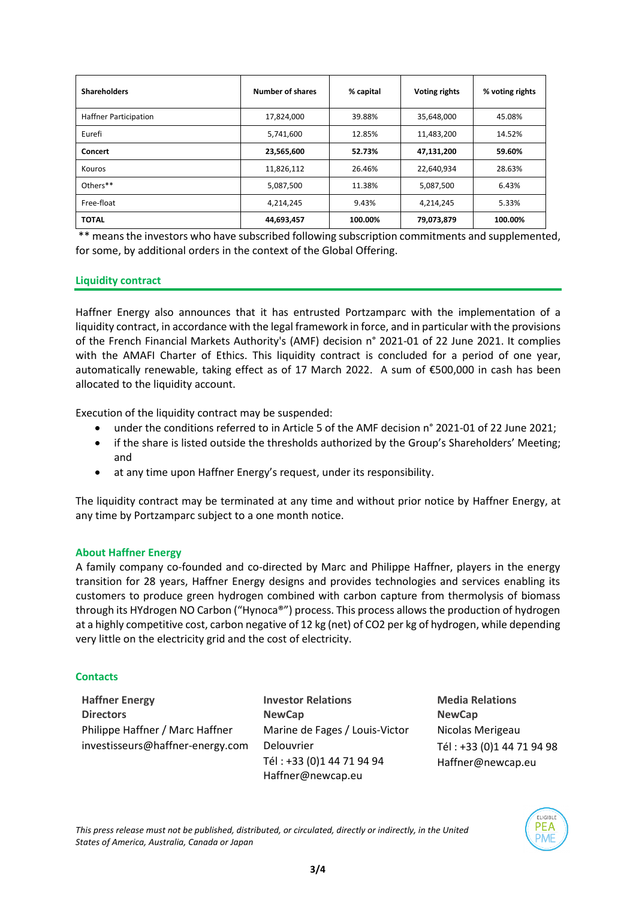| Shareholders | Number of shares | % capital | Voting rights | % voting rights |
|---|---|---|---|---|
| Haffner Participation | 17,824,000 | 39.88% | 35,648,000 | 45.08% |
| Eurefi | 5,741,600 | 12.85% | 11,483,200 | 14.52% |
| **Concert** | **23,565,600** | **52.73%** | **47,131,200** | **59.60%** |
| Kouros | 11,826,112 | 26.46% | 22,640,934 | 28.63% |
| Others** | 5,087,500 | 11.38% | 5,087,500 | 6.43% |
| Free-float | 4,214,245 | 9.43% | 4,214,245 | 5.33% |
| **TOTAL** | **44,693,457** | **100.00%** | **79,073,879** | **100.00%** |

** means the investors who have subscribed following subscription commitments and supplemented, for some, by additional orders in the context of the Global Offering.

## Liquidity contract

Haffner Energy also announces that it has entrusted Portzamparc with the implementation of a liquidity contract, in accordance with the legal framework in force, and in particular with the provisions of the French Financial Markets Authority's (AMF) decision n° 2021-01 of 22 June 2021. It complies with the AMAFI Charter of Ethics. This liquidity contract is concluded for a period of one year, automatically renewable, taking effect as of 17 March 2022. A sum of €500,000 in cash has been allocated to the liquidity account.

Execution of the liquidity contract may be suspended:

- under the conditions referred to in Article 5 of the AMF decision n° 2021-01 of 22 June 2021;
- if the share is listed outside the thresholds authorized by the Group's Shareholders' Meeting; and
- at any time upon Haffner Energy's request, under its responsibility.

The liquidity contract may be terminated at any time and without prior notice by Haffner Energy, at any time by Portzamparc subject to a one month notice.

## About Haffner Energy

A family company co-founded and co-directed by Marc and Philippe Haffner, players in the energy transition for 28 years, Haffner Energy designs and provides technologies and services enabling its customers to produce green hydrogen combined with carbon capture from thermolysis of biomass through its HYdrogen NO Carbon ("Hynoca®") process. This process allows the production of hydrogen at a highly competitive cost, carbon negative of 12 kg (net) of $CO_2$ per kg of hydrogen, while depending very little on the electricity grid and the cost of electricity.

## Contacts

**Haffner Energy**
**Directors**
Philippe Haffner / Marc Haffner
investisseurs@haffner-energy.com

**Investor Relations**
**NewCap**
Marine de Fages / Louis-Victor Delouvrier
Tél : +33 (0)1 44 71 94 94
Haffner@newcap.eu

**Media Relations**
**NewCap**
Nicolas Merigeau
Tél : +33 (0)1 44 71 94 98
Haffner@newcap.eu

*This press release must not be published, distributed, or circulated, directly or indirectly, in the United States of America, Australia, Canada or Japan*

ELIGIBLE PEA PME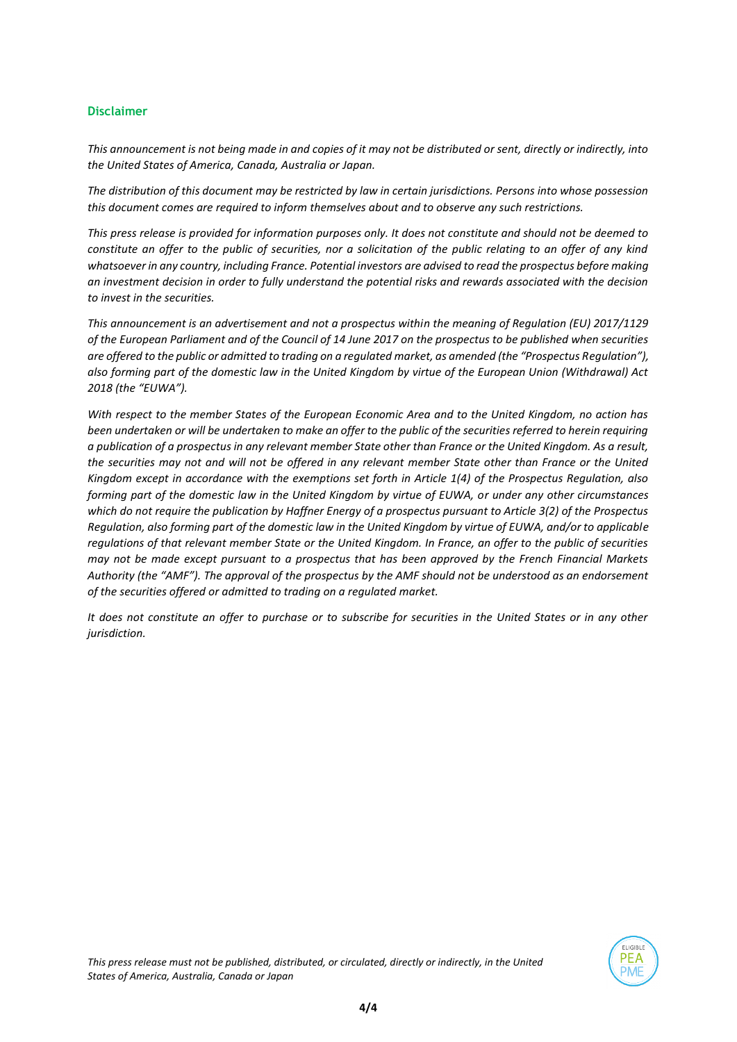## Disclaimer

*This announcement is not being made in and copies of it may not be distributed or sent, directly or indirectly, into the United States of America, Canada, Australia or Japan.*

*The distribution of this document may be restricted by law in certain jurisdictions. Persons into whose possession this document comes are required to inform themselves about and to observe any such restrictions.*

*This press release is provided for information purposes only. It does not constitute and should not be deemed to constitute an offer to the public of securities, nor a solicitation of the public relating to an offer of any kind whatsoever in any country, including France. Potential investors are advised to read the prospectus before making an investment decision in order to fully understand the potential risks and rewards associated with the decision to invest in the securities.*

*This announcement is an advertisement and not a prospectus within the meaning of Regulation (EU) 2017/1129 of the European Parliament and of the Council of 14 June 2017 on the prospectus to be published when securities are offered to the public or admitted to trading on a regulated market, as amended (the "Prospectus Regulation"), also forming part of the domestic law in the United Kingdom by virtue of the European Union (Withdrawal) Act 2018 (the "EUWA").*

*With respect to the member States of the European Economic Area and to the United Kingdom, no action has been undertaken or will be undertaken to make an offer to the public of the securities referred to herein requiring a publication of a prospectus in any relevant member State other than France or the United Kingdom. As a result, the securities may not and will not be offered in any relevant member State other than France or the United Kingdom except in accordance with the exemptions set forth in Article 1(4) of the Prospectus Regulation, also forming part of the domestic law in the United Kingdom by virtue of EUWA, or under any other circumstances which do not require the publication by Haffner Energy of a prospectus pursuant to Article 3(2) of the Prospectus Regulation, also forming part of the domestic law in the United Kingdom by virtue of EUWA, and/or to applicable regulations of that relevant member State or the United Kingdom. In France, an offer to the public of securities may not be made except pursuant to a prospectus that has been approved by the French Financial Markets Authority (the "AMF"). The approval of the prospectus by the AMF should not be understood as an endorsement of the securities offered or admitted to trading on a regulated market.*

*It does not constitute an offer to purchase or to subscribe for securities in the United States or in any other jurisdiction.*